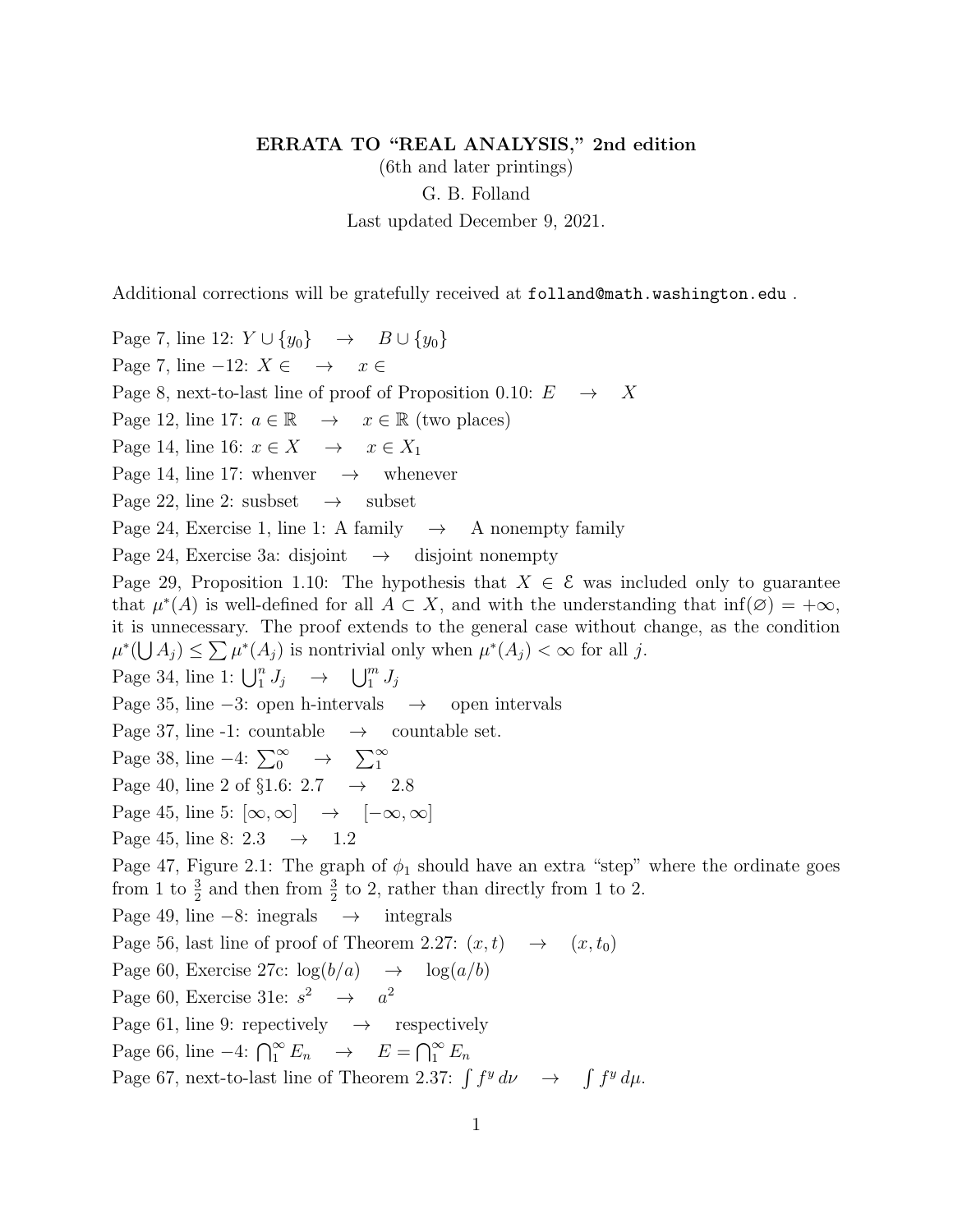**ERRATA TO "REAL ANALYSIS," 2nd edition**

(6th and later printings)

G. B. Folland

Last updated December 9, 2021.

Additional corrections will be gratefully received at `folland@math.washington.edu` .

Page 7, line 12: $Y \cup \{y_0\} \quad \to \quad B \cup \{y_0\}$

Page 7, line $-12$: $X \in \quad \to \quad x \in$

Page 8, next-to-last line of proof of Proposition 0.10: $E \quad \to \quad X$

Page 12, line 17: $a \in \mathbb{R} \quad \to \quad x \in \mathbb{R}$ (two places)

Page 14, line 16: $x \in X \quad \to \quad x \in X_1$

Page 14, line 17: whenver $\to$ whenever

Page 22, line 2: susbset $\to$ subset

Page 24, Exercise 1, line 1: A family $\to$ A nonempty family

Page 24, Exercise 3a: disjoint $\to$ disjoint nonempty

Page 29, Proposition 1.10: The hypothesis that $X \in \mathcal{E}$ was included only to guarantee that $\mu^*(A)$ is well-defined for all $A \subset X$, and with the understanding that $\inf(\varnothing) = +\infty$, it is unnecessary. The proof extends to the general case without change, as the condition $\mu^*(\bigcup A_j) \leq \sum \mu^*(A_j)$ is nontrivial only when $\mu^*(A_j) < \infty$ for all $j$.

Page 34, line 1: $\bigcup_1^n J_j \quad \to \quad \bigcup_1^m J_j$

Page 35, line $-3$: open h-intervals $\to$ open intervals

Page 37, line -1: countable $\to$ countable set.

Page 38, line $-4$: $\sum_0^\infty \quad \to \quad \sum_1^\infty$

Page 40, line 2 of §1.6: 2.7 $\to$ 2.8

Page 45, line 5: $[\infty, \infty] \quad \to \quad [-\infty, \infty]$

Page 45, line 8: 2.3 $\to$ 1.2

Page 47, Figure 2.1: The graph of $\phi_1$ should have an extra "step" where the ordinate goes from 1 to $\frac{3}{2}$ and then from $\frac{3}{2}$ to 2, rather than directly from 1 to 2.

Page 49, line $-8$: inegrals $\to$ integrals

Page 56, last line of proof of Theorem 2.27: $(x, t) \quad \to \quad (x, t_0)$

Page 60, Exercise 27c: $\log(b/a) \quad \to \quad \log(a/b)$

Page 60, Exercise 31e: $s^2 \quad \to \quad a^2$

Page 61, line 9: repectively $\to$ respectively

Page 66, line $-4$: $\bigcap_1^\infty E_n \quad \to \quad E = \bigcap_1^\infty E_n$

Page 67, next-to-last line of Theorem 2.37: $\int f^y \, d\nu \quad \to \quad \int f^y \, d\mu$.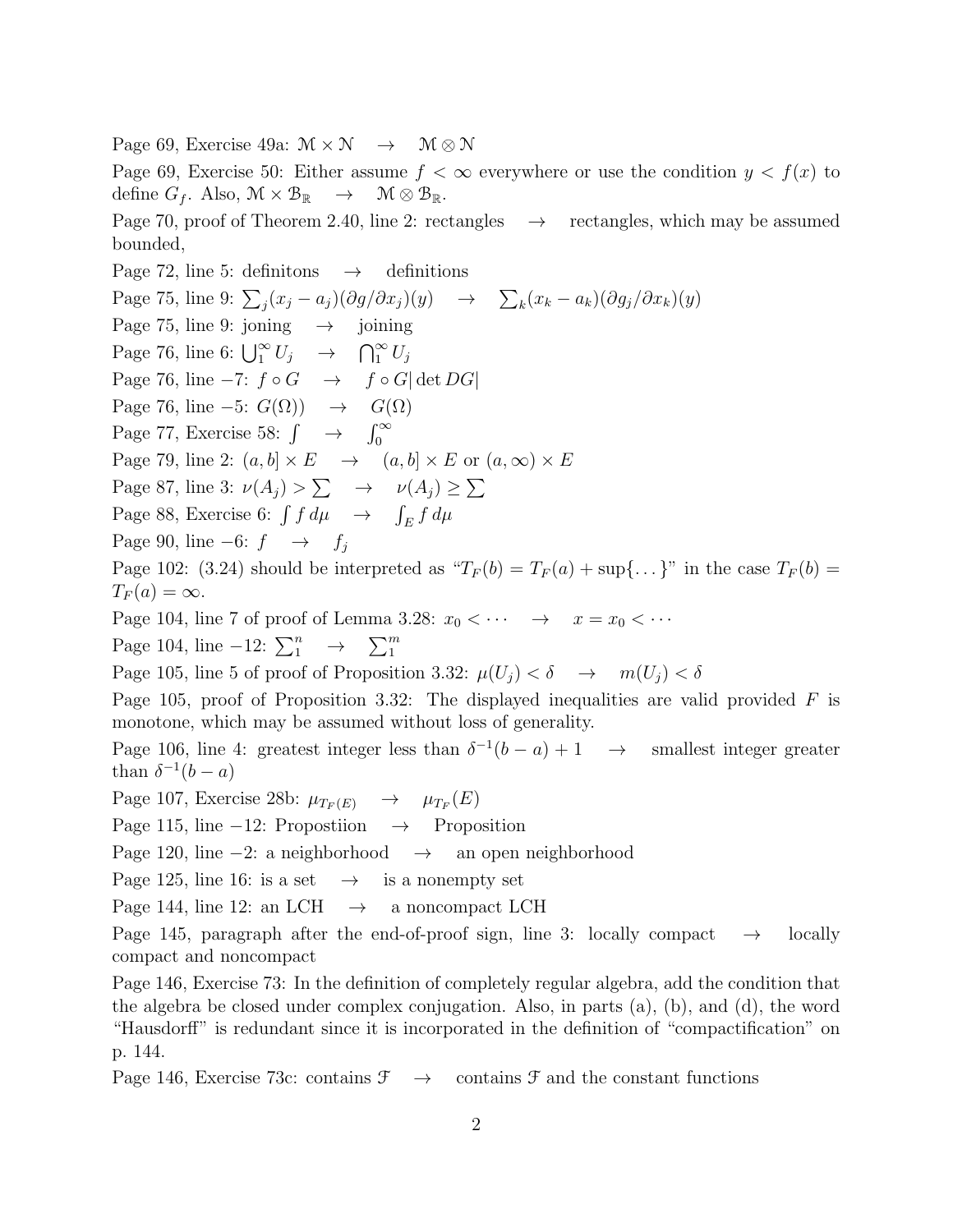Page 69, Exercise 49a: $\mathcal{M} \times \mathcal{N} \quad \to \quad \mathcal{M} \otimes \mathcal{N}$

Page 69, Exercise 50: Either assume $f < \infty$ everywhere or use the condition $y < f(x)$ to define $G_f$. Also, $\mathcal{M} \times \mathcal{B}_{\mathbb{R}} \quad \to \quad \mathcal{M} \otimes \mathcal{B}_{\mathbb{R}}$.

Page 70, proof of Theorem 2.40, line 2: rectangles $\quad \to \quad$ rectangles, which may be assumed bounded,

Page 72, line 5: definitons $\quad \to \quad$ definitions

Page 75, line 9: $\sum_j (x_j - a_j)(\partial g/\partial x_j)(y) \quad \to \quad \sum_k (x_k - a_k)(\partial g_j/\partial x_k)(y)$

Page 75, line 9: joning $\quad \to \quad$ joining

Page 76, line 6: $\bigcup_1^\infty U_j \quad \to \quad \bigcap_1^\infty U_j$

Page 76, line −7: $f \circ G \quad \to \quad f \circ G |\det DG|$

Page 76, line −5: $G(\Omega)) \quad \to \quad G(\Omega)$

Page 77, Exercise 58: $\int \quad \to \quad \int_0^\infty$

Page 79, line 2: $(a, b] \times E \quad \to \quad (a, b] \times E$ or $(a, \infty) \times E$

Page 87, line 3: $\nu(A_j) > \sum \quad \to \quad \nu(A_j) \geq \sum$

Page 88, Exercise 6: $\int f \, d\mu \quad \to \quad \int_E f \, d\mu$

Page 90, line −6: $f \quad \to \quad f_j$

Page 102: (3.24) should be interpreted as "$T_F(b) = T_F(a) + \sup\{\dots\}$" in the case $T_F(b) = T_F(a) = \infty$.

Page 104, line 7 of proof of Lemma 3.28: $x_0 < \cdots \quad \to \quad x = x_0 < \cdots$

Page 104, line −12: $\sum_1^n \quad \to \quad \sum_1^m$

Page 105, line 5 of proof of Proposition 3.32: $\mu(U_j) < \delta \quad \to \quad m(U_j) < \delta$

Page 105, proof of Proposition 3.32: The displayed inequalities are valid provided $F$ is monotone, which may be assumed without loss of generality.

Page 106, line 4: greatest integer less than $\delta^{-1}(b - a) + 1 \quad \to \quad$ smallest integer greater than $\delta^{-1}(b - a)$

Page 107, Exercise 28b: $\mu_{T_F(E)} \quad \to \quad \mu_{T_F}(E)$

Page 115, line −12: Propostiion $\quad \to \quad$ Proposition

Page 120, line −2: a neighborhood $\quad \to \quad$ an open neighborhood

Page 125, line 16: is a set $\quad \to \quad$ is a nonempty set

Page 144, line 12: an LCH $\quad \to \quad$ a noncompact LCH

Page 145, paragraph after the end-of-proof sign, line 3: locally compact $\quad \to \quad$ locally compact and noncompact

Page 146, Exercise 73: In the definition of completely regular algebra, add the condition that the algebra be closed under complex conjugation. Also, in parts (a), (b), and (d), the word "Hausdorff" is redundant since it is incorporated in the definition of "compactification" on p. 144.

Page 146, Exercise 73c: contains $\mathcal{F} \quad \to \quad$ contains $\mathcal{F}$ and the constant functions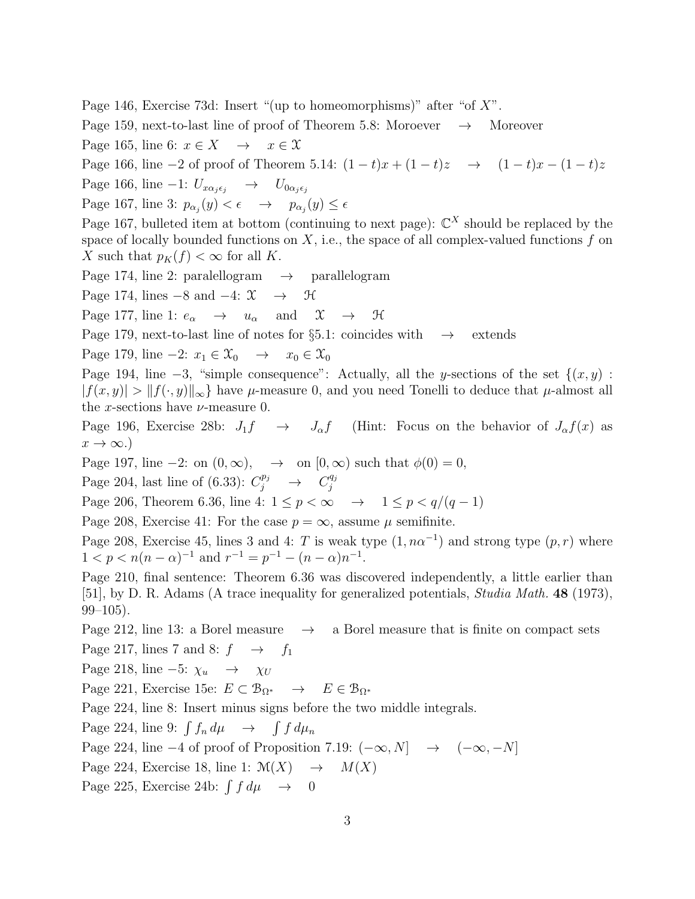Page 146, Exercise 73d: Insert “(up to homeomorphisms)” after “of $X$”.

Page 159, next-to-last line of proof of Theorem 5.8: Moroever $\quad\to\quad$ Moreover

Page 165, line 6: $x \in X \quad\to\quad x \in \mathcal{X}$

Page 166, line −2 of proof of Theorem 5.14: $(1-t)x + (1-t)z \quad\to\quad (1-t)x - (1-t)z$

Page 166, line −1: $U_{x\alpha_j\epsilon_j} \quad\to\quad U_{0\alpha_j\epsilon_j}$

Page 167, line 3: $p_{\alpha_j}(y) < \epsilon \quad\to\quad p_{\alpha_j}(y) \le \epsilon$

Page 167, bulleted item at bottom (continuing to next page): $\mathbb{C}^X$ should be replaced by the space of locally bounded functions on $X$, i.e., the space of all complex-valued functions $f$ on $X$ such that $p_K(f) < \infty$ for all $K$.

Page 174, line 2: paralellogram $\quad\to\quad$ parallelogram

Page 174, lines −8 and −4: $\mathcal{X} \quad\to\quad \mathcal{H}$

Page 177, line 1: $e_\alpha \quad\to\quad u_\alpha$ $\quad$ and $\quad \mathcal{X} \quad\to\quad \mathcal{H}$

Page 179, next-to-last line of notes for §5.1: coincides with $\quad\to\quad$ extends

Page 179, line −2: $x_1 \in \mathcal{X}_0 \quad\to\quad x_0 \in \mathcal{X}_0$

Page 194, line −3, “simple consequence”: Actually, all the $y$-sections of the set $\{(x,y) : |f(x,y)| > \|f(\cdot,y)\|_\infty\}$ have $\mu$-measure 0, and you need Tonelli to deduce that $\mu$-almost all the $x$-sections have $\nu$-measure 0.

Page 196, Exercise 28b: $J_1 f \quad\to\quad J_\alpha f$ $\quad$ (Hint: Focus on the behavior of $J_\alpha f(x)$ as $x \to \infty$.)

Page 197, line −2: on $(0,\infty)$, $\quad\to\quad$ on $[0,\infty)$ such that $\phi(0) = 0$,

Page 204, last line of (6.33): $C_j^{p_j} \quad\to\quad C_j^{q_j}$

Page 206, Theorem 6.36, line 4: $1 \le p < \infty \quad\to\quad 1 \le p < q/(q-1)$

Page 208, Exercise 41: For the case $p = \infty$, assume $\mu$ semifinite.

Page 208, Exercise 45, lines 3 and 4: $T$ is weak type $(1, n\alpha^{-1})$ and strong type $(p, r)$ where $1 < p < n(n-\alpha)^{-1}$ and $r^{-1} = p^{-1} - (n-\alpha)n^{-1}$.

Page 210, final sentence: Theorem 6.36 was discovered independently, a little earlier than [51], by D. R. Adams (A trace inequality for generalized potentials, *Studia Math.* **48** (1973), 99–105).

Page 212, line 13: a Borel measure $\quad\to\quad$ a Borel measure that is finite on compact sets

Page 217, lines 7 and 8: $f \quad\to\quad f_1$

Page 218, line −5: $\chi_u \quad\to\quad \chi_U$

Page 221, Exercise 15e: $E \subset \mathcal{B}_{\Omega^*} \quad\to\quad E \in \mathcal{B}_{\Omega^*}$

Page 224, line 8: Insert minus signs before the two middle integrals.

Page 224, line 9: $\int f_n \, d\mu \quad\to\quad \int f \, d\mu_n$

Page 224, line −4 of proof of Proposition 7.19: $(-\infty, N] \quad\to\quad (-\infty, -N]$

Page 224, Exercise 18, line 1: $\mathcal{M}(X) \quad\to\quad M(X)$

Page 225, Exercise 24b: $\int f \, d\mu \quad\to\quad 0$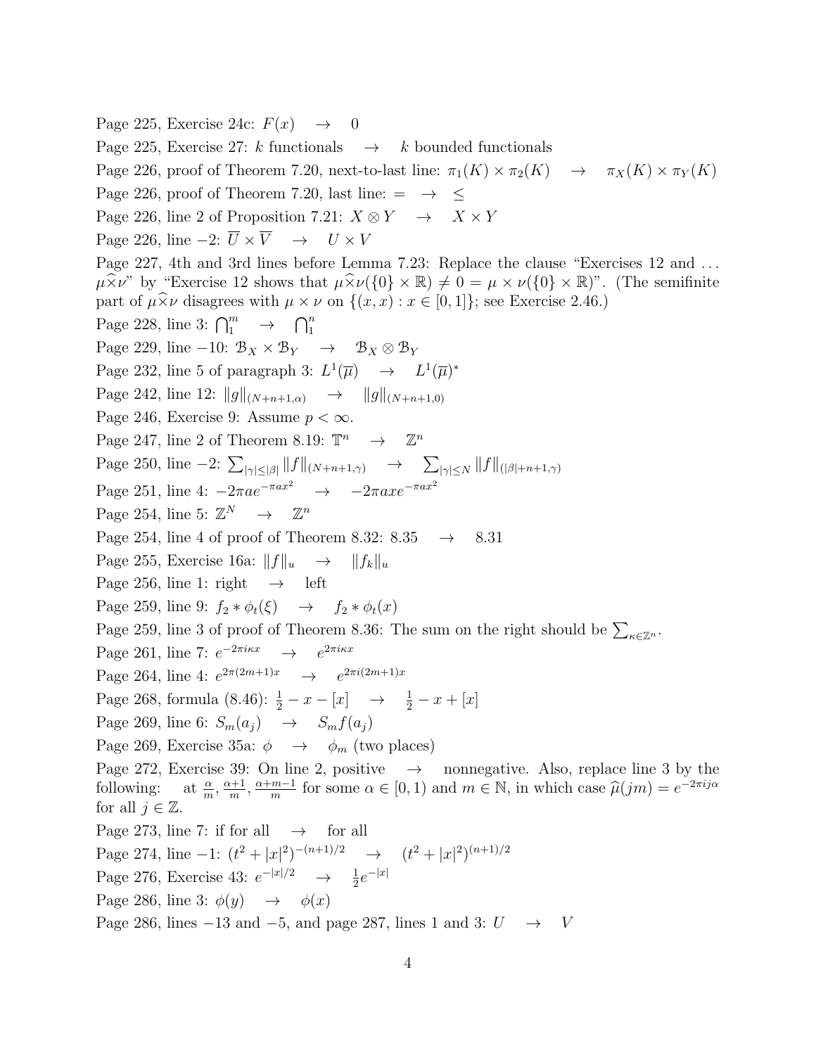Page 225, Exercise 24c: $F(x) \quad\to\quad 0$

Page 225, Exercise 27: $k$ functionals $\quad\to\quad$ $k$ bounded functionals

Page 226, proof of Theorem 7.20, next-to-last line: $\pi_1(K) \times \pi_2(K) \quad\to\quad \pi_X(K) \times \pi_Y(K)$

Page 226, proof of Theorem 7.20, last line: $= \quad\to\quad \leq$

Page 226, line 2 of Proposition 7.21: $X \otimes Y \quad\to\quad X \times Y$

Page 226, line $-2$: $\overline{U} \times \overline{V} \quad\to\quad U \times V$

Page 227, 4th and 3rd lines before Lemma 7.23: Replace the clause "Exercises 12 and ... $\mu \widehat{\times} \nu$" by "Exercise 12 shows that $\mu \widehat{\times} \nu(\{0\} \times \mathbb{R}) \neq 0 = \mu \times \nu(\{0\} \times \mathbb{R})$". (The semifinite part of $\mu \widehat{\times} \nu$ disagrees with $\mu \times \nu$ on $\{(x,x) : x \in [0,1]\}$; see Exercise 2.46.)

Page 228, line 3: $\bigcap_1^m \quad\to\quad \bigcap_1^n$

Page 229, line $-10$: $\mathcal{B}_X \times \mathcal{B}_Y \quad\to\quad \mathcal{B}_X \otimes \mathcal{B}_Y$

Page 232, line 5 of paragraph 3: $L^1(\overline{\mu}) \quad\to\quad L^1(\overline{\mu})^*$

Page 242, line 12: $\|g\|_{(N+n+1,\alpha)} \quad\to\quad \|g\|_{(N+n+1,0)}$

Page 246, Exercise 9: Assume $p < \infty$.

Page 247, line 2 of Theorem 8.19: $\mathbb{T}^n \quad\to\quad \mathbb{Z}^n$

Page 250, line $-2$: $\sum_{|\gamma| \leq |\beta|} \|f\|_{(N+n+1,\gamma)} \quad\to\quad \sum_{|\gamma| \leq N} \|f\|_{(|\beta|+n+1,\gamma)}$

Page 251, line 4: $-2\pi a e^{-\pi a x^2} \quad\to\quad -2\pi a x e^{-\pi a x^2}$

Page 254, line 5: $\mathbb{Z}^N \quad\to\quad \mathbb{Z}^n$

Page 254, line 4 of proof of Theorem 8.32: 8.35 $\quad\to\quad$ 8.31

Page 255, Exercise 16a: $\|f\|_u \quad\to\quad \|f_k\|_u$

Page 256, line 1: right $\quad\to\quad$ left

Page 259, line 9: $f_2 * \phi_t(\xi) \quad\to\quad f_2 * \phi_t(x)$

Page 259, line 3 of proof of Theorem 8.36: The sum on the right should be $\sum_{\kappa \in \mathbb{Z}^n}$.

Page 261, line 7: $e^{-2\pi i \kappa x} \quad\to\quad e^{2\pi i \kappa x}$

Page 264, line 4: $e^{2\pi(2m+1)x} \quad\to\quad e^{2\pi i(2m+1)x}$

Page 268, formula (8.46): $\frac{1}{2} - x - [x] \quad\to\quad \frac{1}{2} - x + [x]$

Page 269, line 6: $S_m(a_j) \quad\to\quad S_m f(a_j)$

Page 269, Exercise 35a: $\phi \quad\to\quad \phi_m$ (two places)

Page 272, Exercise 39: On line 2, positive $\quad\to\quad$ nonnegative. Also, replace line 3 by the following: at $\frac{\alpha}{m}, \frac{\alpha+1}{m}, \frac{\alpha+m-1}{m}$ for some $\alpha \in [0,1)$ and $m \in \mathbb{N}$, in which case $\widehat{\mu}(jm) = e^{-2\pi i j \alpha}$ for all $j \in \mathbb{Z}$.

Page 273, line 7: if for all $\quad\to\quad$ for all

Page 274, line $-1$: $(t^2 + |x|^2)^{-(n+1)/2} \quad\to\quad (t^2 + |x|^2)^{(n+1)/2}$

Page 276, Exercise 43: $e^{-|x|/2} \quad\to\quad \frac{1}{2} e^{-|x|}$

Page 286, line 3: $\phi(y) \quad\to\quad \phi(x)$

Page 286, lines $-13$ and $-5$, and page 287, lines 1 and 3: $U \quad\to\quad V$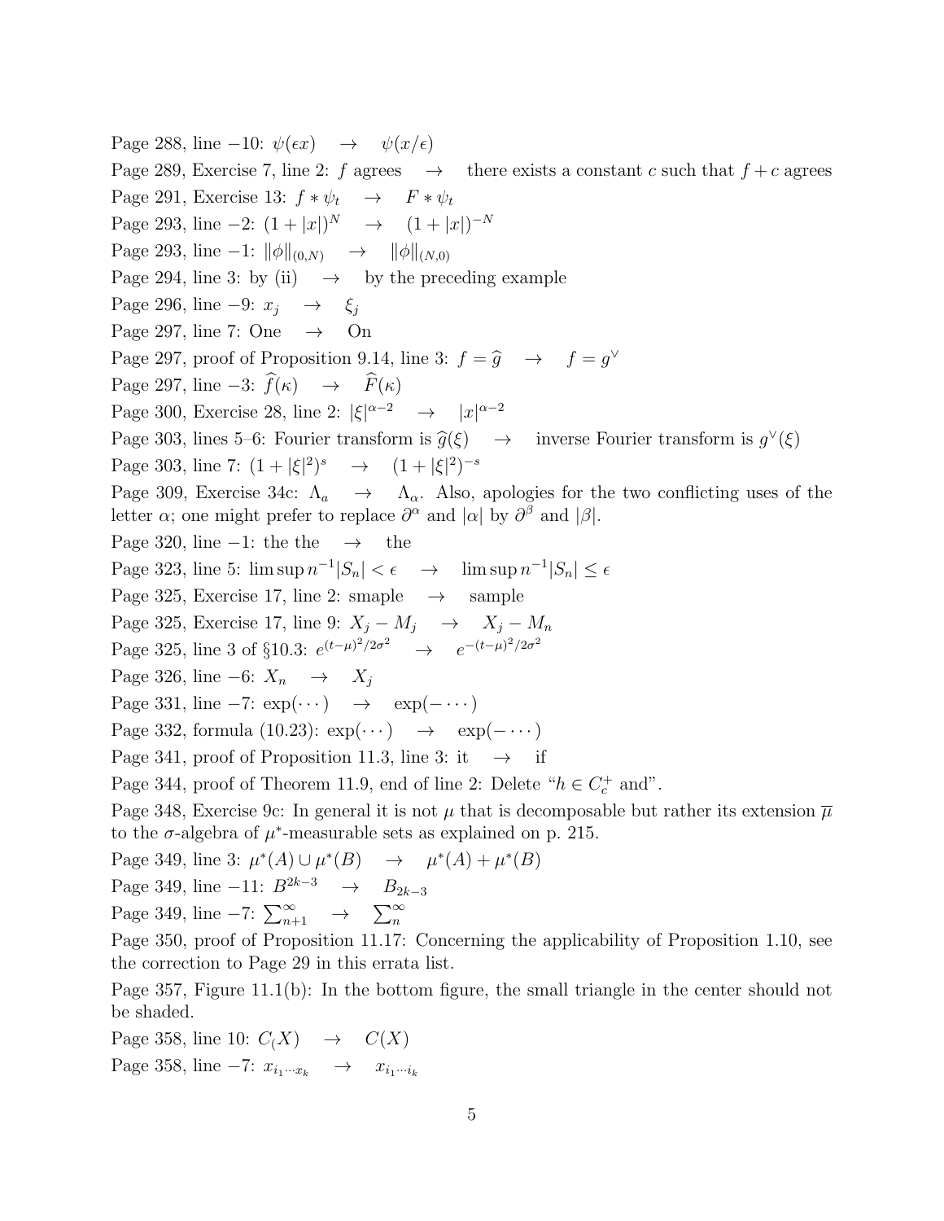Page 288, line $-10$: $\psi(\epsilon x) \quad\to\quad \psi(x/\epsilon)$

Page 289, Exercise 7, line 2: $f$ agrees $\quad\to\quad$ there exists a constant $c$ such that $f + c$ agrees

Page 291, Exercise 13: $f * \psi_t \quad\to\quad F * \psi_t$

Page 293, line $-2$: $(1 + |x|)^N \quad\to\quad (1 + |x|)^{-N}$

Page 293, line $-1$: $\|\phi\|_{(0,N)} \quad\to\quad \|\phi\|_{(N,0)}$

Page 294, line 3: by (ii) $\quad\to\quad$ by the preceding example

Page 296, line $-9$: $x_j \quad\to\quad \xi_j$

Page 297, line 7: One $\quad\to\quad$ On

Page 297, proof of Proposition 9.14, line 3: $f = \widehat{g} \quad\to\quad f = g^\vee$

Page 297, line $-3$: $\widehat{f}(\kappa) \quad\to\quad \widehat{F}(\kappa)$

Page 300, Exercise 28, line 2: $|\xi|^{\alpha-2} \quad\to\quad |x|^{\alpha-2}$

Page 303, lines 5–6: Fourier transform is $\widehat{g}(\xi) \quad\to\quad$ inverse Fourier transform is $g^\vee(\xi)$

Page 303, line 7: $(1 + |\xi|^2)^s \quad\to\quad (1 + |\xi|^2)^{-s}$

Page 309, Exercise 34c: $\Lambda_a \quad\to\quad \Lambda_\alpha$. Also, apologies for the two conflicting uses of the letter $\alpha$; one might prefer to replace $\partial^\alpha$ and $|\alpha|$ by $\partial^\beta$ and $|\beta|$.

Page 320, line $-1$: the the $\quad\to\quad$ the

Page 323, line 5: $\limsup n^{-1}|S_n| < \epsilon \quad\to\quad \limsup n^{-1}|S_n| \le \epsilon$

Page 325, Exercise 17, line 2: smaple $\quad\to\quad$ sample

Page 325, Exercise 17, line 9: $X_j - M_j \quad\to\quad X_j - M_n$

Page 325, line 3 of §10.3: $e^{(t-\mu)^2/2\sigma^2} \quad\to\quad e^{-(t-\mu)^2/2\sigma^2}$

Page 326, line $-6$: $X_n \quad\to\quad X_j$

Page 331, line $-7$: $\exp(\cdots) \quad\to\quad \exp(-\cdots)$

Page 332, formula (10.23): $\exp(\cdots) \quad\to\quad \exp(-\cdots)$

Page 341, proof of Proposition 11.3, line 3: it $\quad\to\quad$ if

Page 344, proof of Theorem 11.9, end of line 2: Delete "$h \in C_c^+$ and".

Page 348, Exercise 9c: In general it is not $\mu$ that is decomposable but rather its extension $\overline{\mu}$ to the $\sigma$-algebra of $\mu^*$-measurable sets as explained on p. 215.

Page 349, line 3: $\mu^*(A) \cup \mu^*(B) \quad\to\quad \mu^*(A) + \mu^*(B)$

Page 349, line $-11$: $B^{2k-3} \quad\to\quad B_{2k-3}$

Page 349, line $-7$: $\sum_{n+1}^\infty \quad\to\quad \sum_n^\infty$

Page 350, proof of Proposition 11.17: Concerning the applicability of Proposition 1.10, see the correction to Page 29 in this errata list.

Page 357, Figure 11.1(b): In the bottom figure, the small triangle in the center should not be shaded.

Page 358, line 10: $C_(X) \quad\to\quad C(X)$

Page 358, line $-7$: $x_{i_1\cdots x_k} \quad\to\quad x_{i_1\cdots i_k}$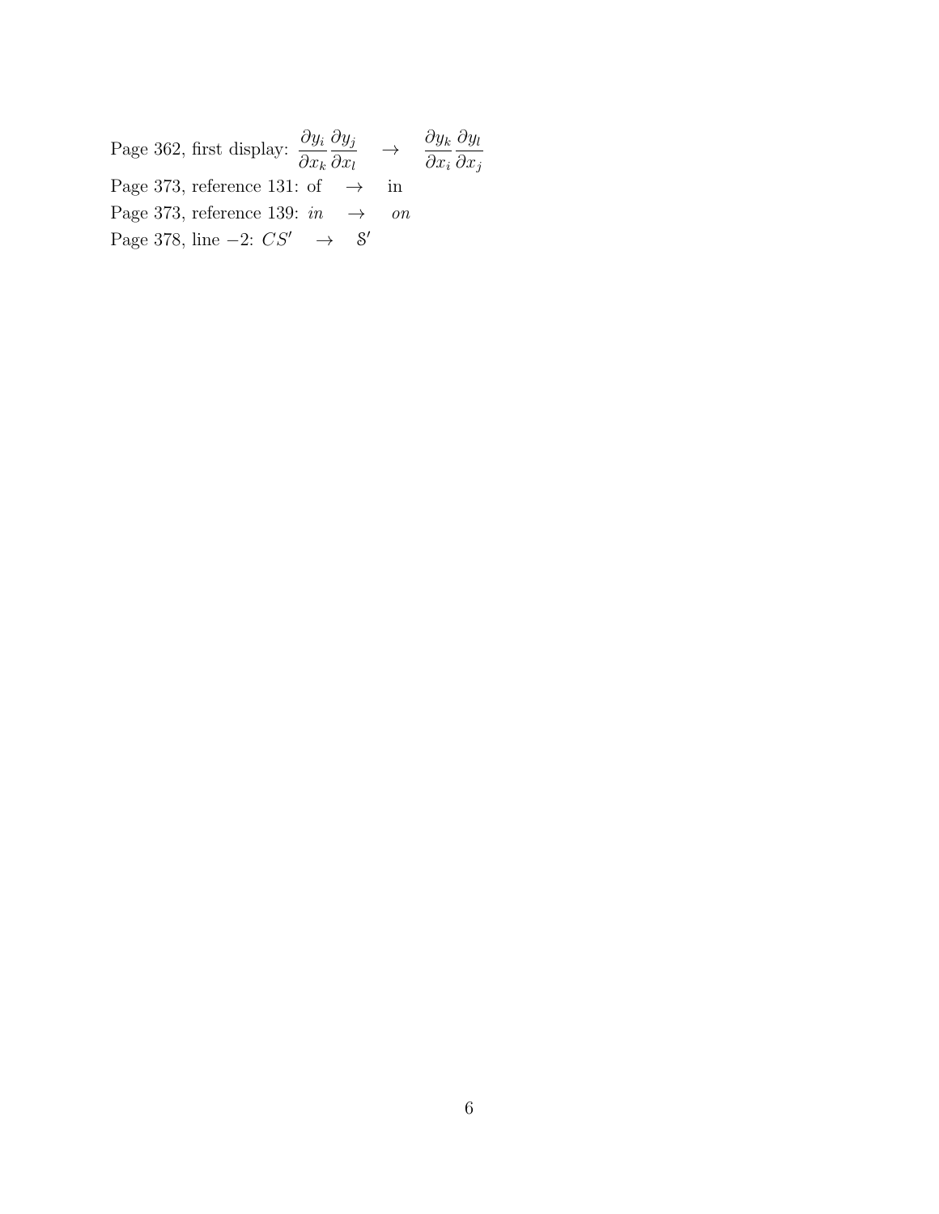Page 362, first display: $\dfrac{\partial y_i}{\partial x_k}\dfrac{\partial y_j}{\partial x_l} \quad \rightarrow \quad \dfrac{\partial y_k}{\partial x_i}\dfrac{\partial y_l}{\partial x_j}$

Page 373, reference 131: of $\quad \rightarrow \quad$ in

Page 373, reference 139: *in* $\quad \rightarrow \quad$ *on*

Page 378, line $-2$: $CS' \quad \rightarrow \quad \mathcal{S}'$